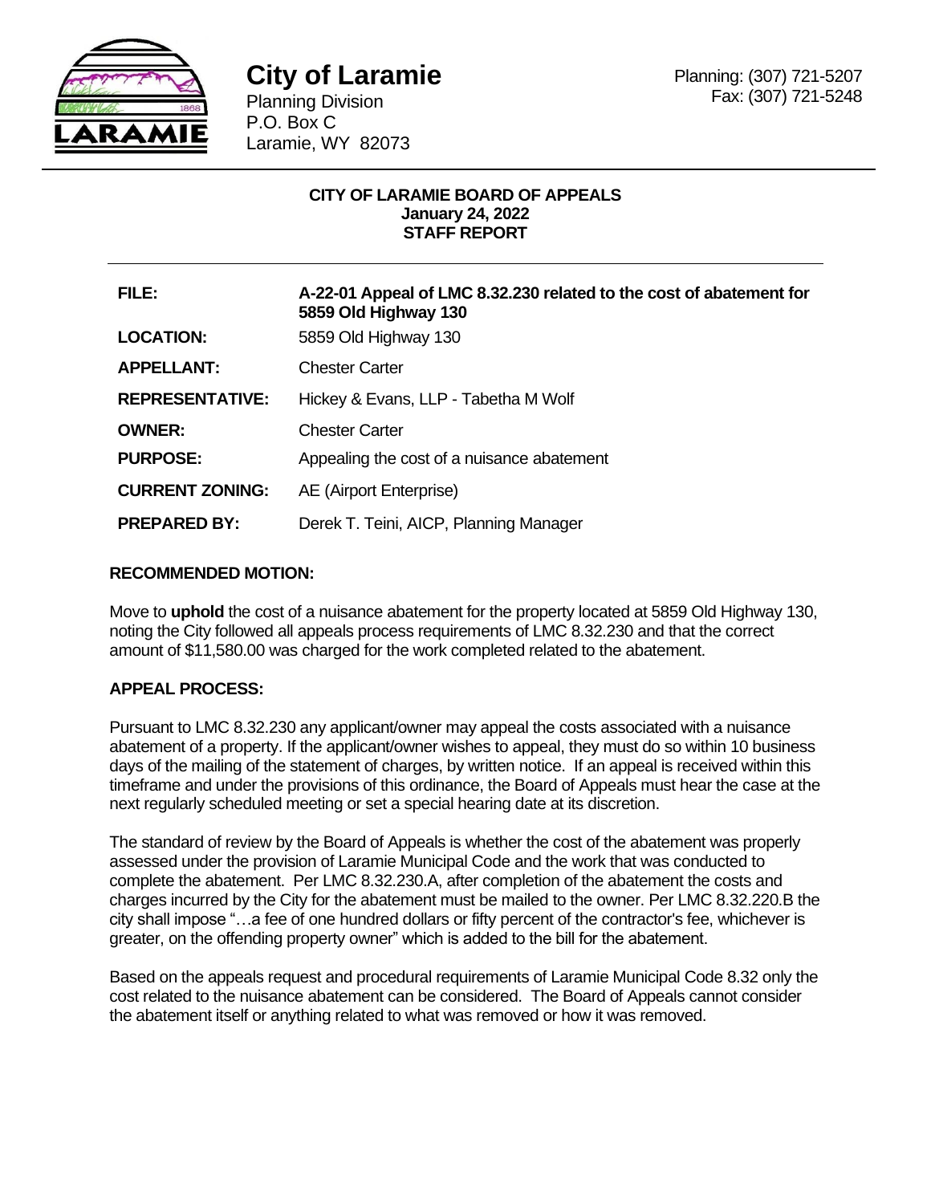# City of Laramie

Planning Division
P.O. Box C
Laramie, WY 82073

Planning: (307) 721-5207
Fax: (307) 721-5248

**CITY OF LARAMIE BOARD OF APPEALS**
**January 24, 2022**
**STAFF REPORT**

| | |
|---|---|
| **FILE:** | **A-22-01 Appeal of LMC 8.32.230 related to the cost of abatement for 5859 Old Highway 130** |
| **LOCATION:** | 5859 Old Highway 130 |
| **APPELLANT:** | Chester Carter |
| **REPRESENTATIVE:** | Hickey & Evans, LLP - Tabetha M Wolf |
| **OWNER:** | Chester Carter |
| **PURPOSE:** | Appealing the cost of a nuisance abatement |
| **CURRENT ZONING:** | AE (Airport Enterprise) |
| **PREPARED BY:** | Derek T. Teini, AICP, Planning Manager |

## RECOMMENDED MOTION:

Move to **uphold** the cost of a nuisance abatement for the property located at 5859 Old Highway 130, noting the City followed all appeals process requirements of LMC 8.32.230 and that the correct amount of $11,580.00 was charged for the work completed related to the abatement.

## APPEAL PROCESS:

Pursuant to LMC 8.32.230 any applicant/owner may appeal the costs associated with a nuisance abatement of a property. If the applicant/owner wishes to appeal, they must do so within 10 business days of the mailing of the statement of charges, by written notice. If an appeal is received within this timeframe and under the provisions of this ordinance, the Board of Appeals must hear the case at the next regularly scheduled meeting or set a special hearing date at its discretion.

The standard of review by the Board of Appeals is whether the cost of the abatement was properly assessed under the provision of Laramie Municipal Code and the work that was conducted to complete the abatement. Per LMC 8.32.230.A, after completion of the abatement the costs and charges incurred by the City for the abatement must be mailed to the owner. Per LMC 8.32.220.B the city shall impose "…a fee of one hundred dollars or fifty percent of the contractor's fee, whichever is greater, on the offending property owner" which is added to the bill for the abatement.

Based on the appeals request and procedural requirements of Laramie Municipal Code 8.32 only the cost related to the nuisance abatement can be considered. The Board of Appeals cannot consider the abatement itself or anything related to what was removed or how it was removed.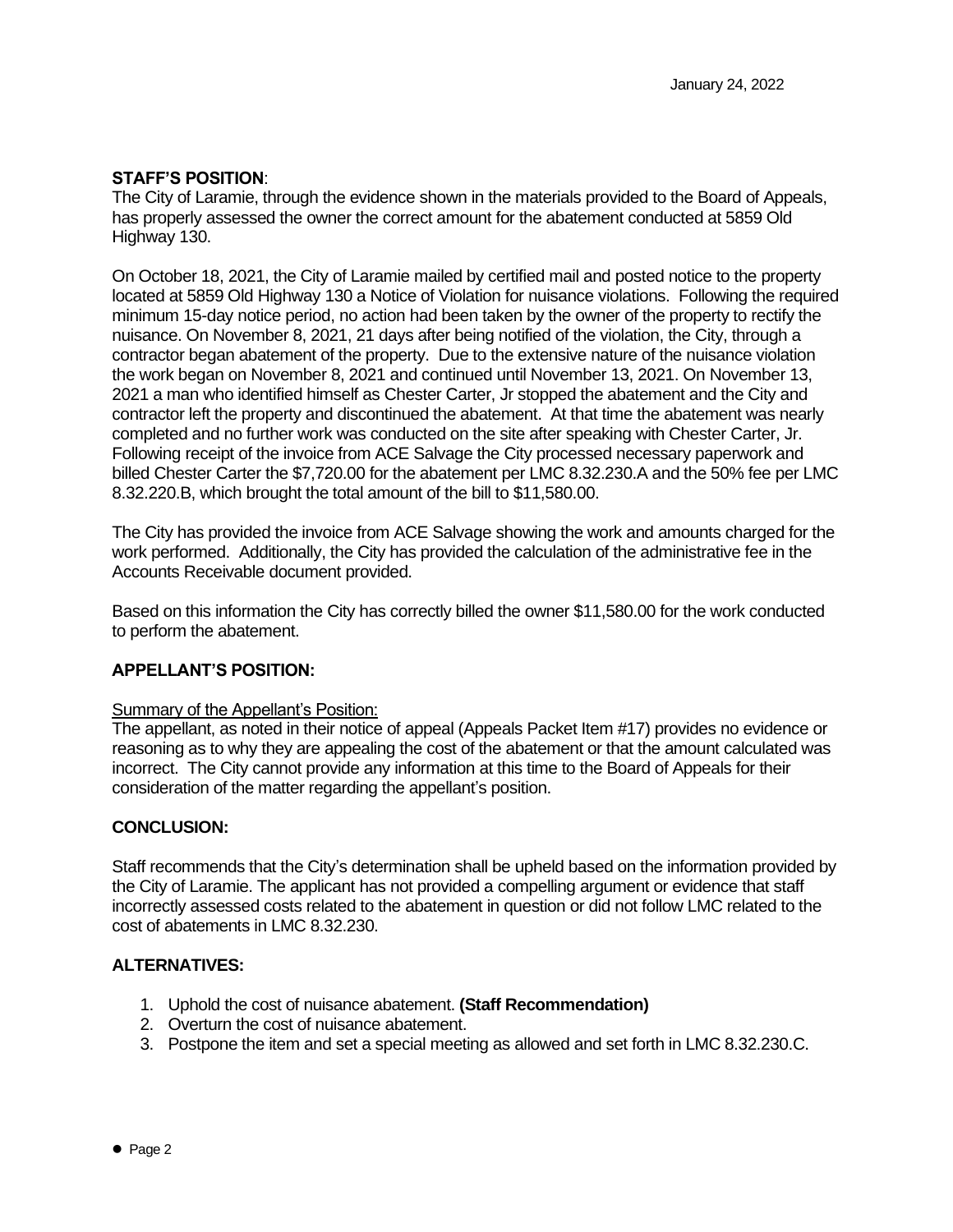January 24, 2022

**STAFF'S POSITION**:

The City of Laramie, through the evidence shown in the materials provided to the Board of Appeals, has properly assessed the owner the correct amount for the abatement conducted at 5859 Old Highway 130.

On October 18, 2021, the City of Laramie mailed by certified mail and posted notice to the property located at 5859 Old Highway 130 a Notice of Violation for nuisance violations. Following the required minimum 15-day notice period, no action had been taken by the owner of the property to rectify the nuisance. On November 8, 2021, 21 days after being notified of the violation, the City, through a contractor began abatement of the property. Due to the extensive nature of the nuisance violation the work began on November 8, 2021 and continued until November 13, 2021. On November 13, 2021 a man who identified himself as Chester Carter, Jr stopped the abatement and the City and contractor left the property and discontinued the abatement. At that time the abatement was nearly completed and no further work was conducted on the site after speaking with Chester Carter, Jr. Following receipt of the invoice from ACE Salvage the City processed necessary paperwork and billed Chester Carter the $7,720.00 for the abatement per LMC 8.32.230.A and the 50% fee per LMC 8.32.220.B, which brought the total amount of the bill to $11,580.00.

The City has provided the invoice from ACE Salvage showing the work and amounts charged for the work performed. Additionally, the City has provided the calculation of the administrative fee in the Accounts Receivable document provided.

Based on this information the City has correctly billed the owner $11,580.00 for the work conducted to perform the abatement.

**APPELLANT'S POSITION:**

<u>Summary of the Appellant's Position:</u>

The appellant, as noted in their notice of appeal (Appeals Packet Item #17) provides no evidence or reasoning as to why they are appealing the cost of the abatement or that the amount calculated was incorrect. The City cannot provide any information at this time to the Board of Appeals for their consideration of the matter regarding the appellant's position.

**CONCLUSION:**

Staff recommends that the City's determination shall be upheld based on the information provided by the City of Laramie. The applicant has not provided a compelling argument or evidence that staff incorrectly assessed costs related to the abatement in question or did not follow LMC related to the cost of abatements in LMC 8.32.230.

**ALTERNATIVES:**

1. Uphold the cost of nuisance abatement. **(Staff Recommendation)**
2. Overturn the cost of nuisance abatement.
3. Postpone the item and set a special meeting as allowed and set forth in LMC 8.32.230.C.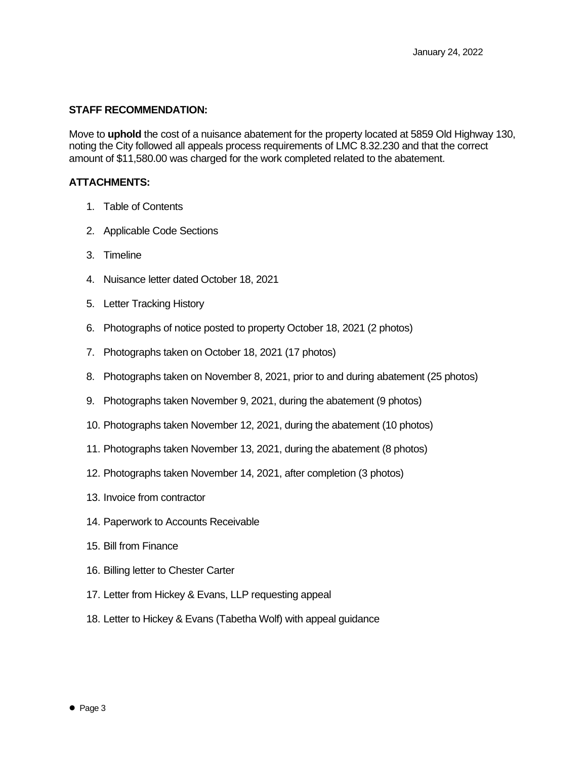January 24, 2022

**STAFF RECOMMENDATION:**

Move to **uphold** the cost of a nuisance abatement for the property located at 5859 Old Highway 130, noting the City followed all appeals process requirements of LMC 8.32.230 and that the correct amount of $11,580.00 was charged for the work completed related to the abatement.

**ATTACHMENTS:**

1. Table of Contents
2. Applicable Code Sections
3. Timeline
4. Nuisance letter dated October 18, 2021
5. Letter Tracking History
6. Photographs of notice posted to property October 18, 2021 (2 photos)
7. Photographs taken on October 18, 2021 (17 photos)
8. Photographs taken on November 8, 2021, prior to and during abatement (25 photos)
9. Photographs taken November 9, 2021, during the abatement (9 photos)
10. Photographs taken November 12, 2021, during the abatement (10 photos)
11. Photographs taken November 13, 2021, during the abatement (8 photos)
12. Photographs taken November 14, 2021, after completion (3 photos)
13. Invoice from contractor
14. Paperwork to Accounts Receivable
15. Bill from Finance
16. Billing letter to Chester Carter
17. Letter from Hickey & Evans, LLP requesting appeal
18. Letter to Hickey & Evans (Tabetha Wolf) with appeal guidance